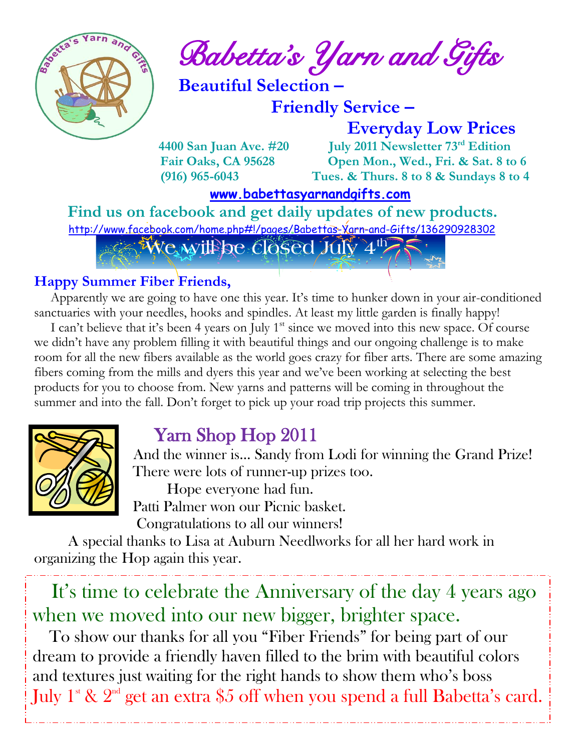# Babetta's Yarn and Gifts

**Beautiful Selection –**

**Friendly Service –**

**Everyday Low Prices**

**4400 San Juan Ave. #20**
**Fair Oaks, CA 95628**
**(916) 965-6043**

**July 2011 Newsletter 73rd Edition**
**Open Mon., Wed., Fri. & Sat. 8 to 6**
**Tues. & Thurs. 8 to 8 & Sundays 8 to 4**

**www.babettasyarnandgifts.com**

**Find us on facebook and get daily updates of new products.**

http://www.facebook.com/home.php#!/pages/Babettas-Yarn-and-Gifts/136290928302

We will be closed July 4th

**Happy Summer Fiber Friends,**

Apparently we are going to have one this year. It's time to hunker down in your air-conditioned sanctuaries with your needles, hooks and spindles. At least my little garden is finally happy!

I can't believe that it's been 4 years on July 1st since we moved into this new space. Of course we didn't have any problem filling it with beautiful things and our ongoing challenge is to make room for all the new fibers available as the world goes crazy for fiber arts. There are some amazing fibers coming from the mills and dyers this year and we've been working at selecting the best products for you to choose from. New yarns and patterns will be coming in throughout the summer and into the fall. Don't forget to pick up your road trip projects this summer.

## Yarn Shop Hop 2011

And the winner is... Sandy from Lodi for winning the Grand Prize! There were lots of runner-up prizes too.

Hope everyone had fun.

Patti Palmer won our Picnic basket.

Congratulations to all our winners!

A special thanks to Lisa at Auburn Needlworks for all her hard work in organizing the Hop again this year.

It's time to celebrate the Anniversary of the day 4 years ago when we moved into our new bigger, brighter space.

To show our thanks for all you "Fiber Friends" for being part of our dream to provide a friendly haven filled to the brim with beautiful colors and textures just waiting for the right hands to show them who's boss July 1st & 2nd get an extra $5 off when you spend a full Babetta's card.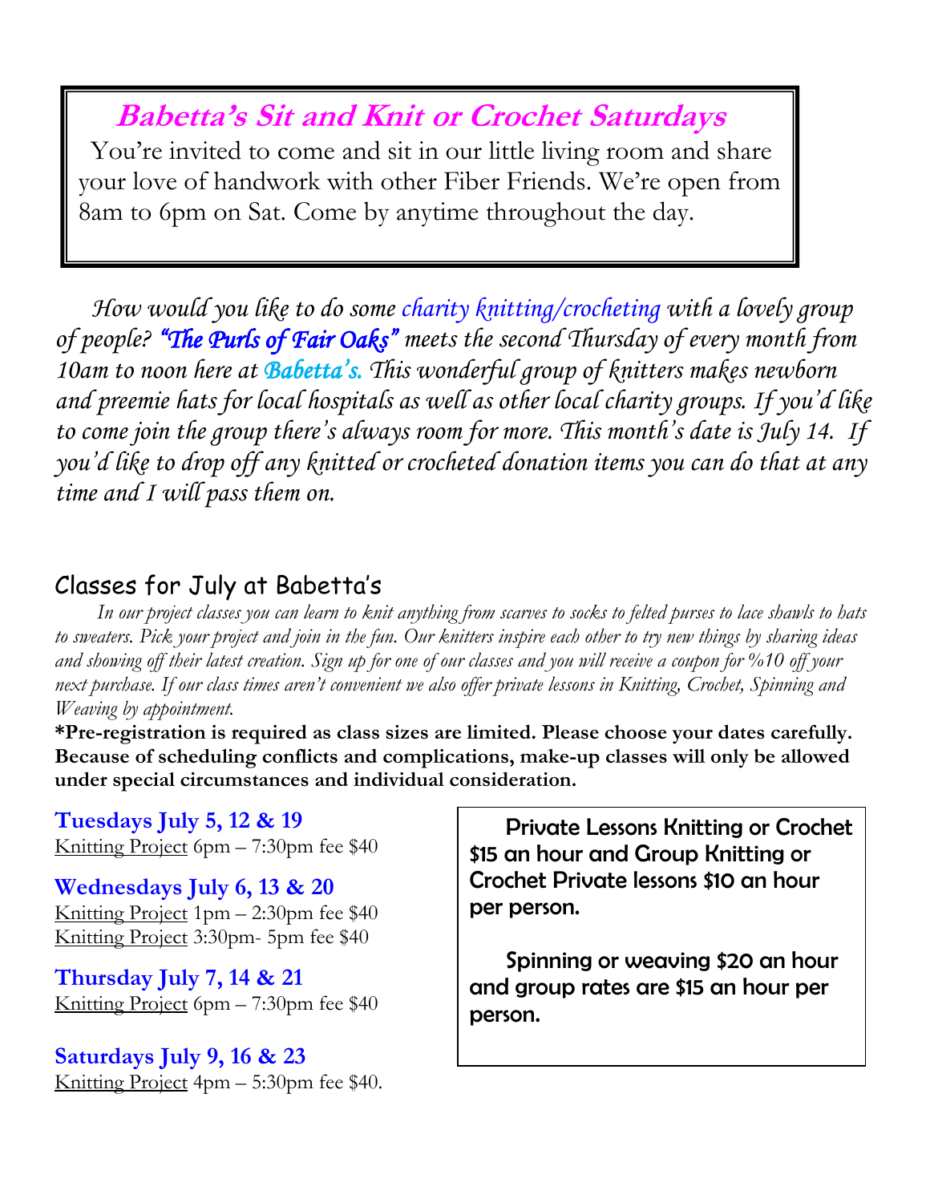## Babetta's Sit and Knit or Crochet Saturdays

You're invited to come and sit in our little living room and share your love of handwork with other Fiber Friends. We're open from 8am to 6pm on Sat. Come by anytime throughout the day.

*How would you like to do some charity knitting/crocheting with a lovely group of people? "The Purls of Fair Oaks" meets the second Thursday of every month from 10am to noon here at Babetta's. This wonderful group of knitters makes newborn and preemie hats for local hospitals as well as other local charity groups. If you'd like to come join the group there's always room for more. This month's date is July 14. If you'd like to drop off any knitted or crocheted donation items you can do that at any time and I will pass them on.*

## Classes for July at Babetta's

*In our project classes you can learn to knit anything from scarves to socks to felted purses to lace shawls to hats to sweaters. Pick your project and join in the fun. Our knitters inspire each other to try new things by sharing ideas and showing off their latest creation. Sign up for one of our classes and you will receive a coupon for %10 off your next purchase. If our class times aren't convenient we also offer private lessons in Knitting, Crochet, Spinning and Weaving by appointment.*

**\*Pre-registration is required as class sizes are limited. Please choose your dates carefully. Because of scheduling conflicts and complications, make-up classes will only be allowed under special circumstances and individual consideration.**

**Tuesdays July 5, 12 & 19**
Knitting Project 6pm – 7:30pm fee $40

**Wednesdays July 6, 13 & 20**
Knitting Project 1pm – 2:30pm fee $40
Knitting Project 3:30pm- 5pm fee $40

**Thursday July 7, 14 & 21**
Knitting Project 6pm – 7:30pm fee $40

**Saturdays July 9, 16 & 23**
Knitting Project 4pm – 5:30pm fee $40.

**Private Lessons Knitting or Crochet $15 an hour and Group Knitting or Crochet Private lessons $10 an hour per person.**

**Spinning or weaving $20 an hour and group rates are $15 an hour per person.**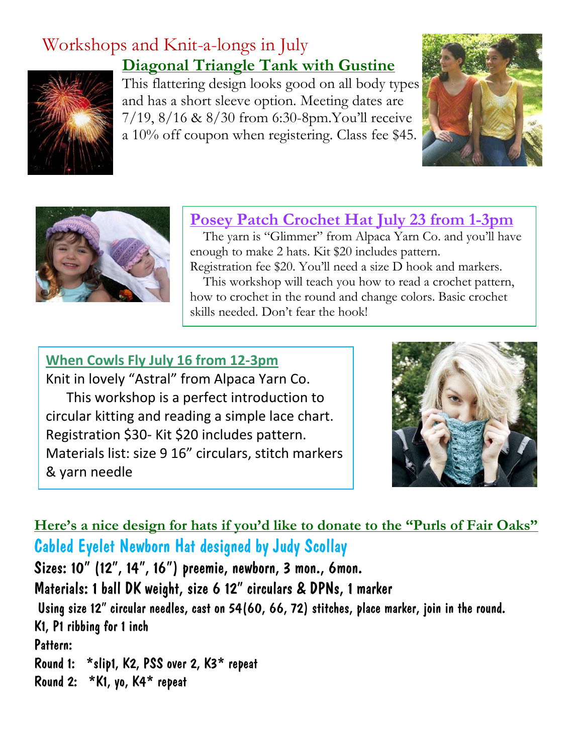# Workshops and Knit-a-longs in July

## Diagonal Triangle Tank with Gustine

This flattering design looks good on all body types and has a short sleeve option. Meeting dates are 7/19, 8/16 & 8/30 from 6:30-8pm.You'll receive a 10% off coupon when registering. Class fee $45.

## Posey Patch Crochet Hat July 23 from 1-3pm

The yarn is "Glimmer" from Alpaca Yarn Co. and you'll have enough to make 2 hats. Kit $20 includes pattern. Registration fee $20. You'll need a size D hook and markers.

This workshop will teach you how to read a crochet pattern, how to crochet in the round and change colors. Basic crochet skills needed. Don't fear the hook!

## When Cowls Fly July 16 from 12-3pm

Knit in lovely "Astral" from Alpaca Yarn Co.

This workshop is a perfect introduction to circular kitting and reading a simple lace chart. Registration $30- Kit $20 includes pattern. Materials list: size 9 16" circulars, stitch markers & yarn needle

## Here's a nice design for hats if you'd like to donate to the "Purls of Fair Oaks"

### Cabled Eyelet Newborn Hat designed by Judy Scollay

**Sizes: 10" (12", 14", 16") preemie, newborn, 3 mon., 6mon.**

**Materials: 1 ball DK weight, size 6 12" circulars & DPNs, 1 marker**

Using size 12" circular needles, cast on 54(60, 66, 72) stitches, place marker, join in the round.

K1, P1 ribbing for 1 inch

Pattern:

Round 1: *slip1, K2, PSS over 2, K3* repeat

Round 2: *K1, yo, K4* repeat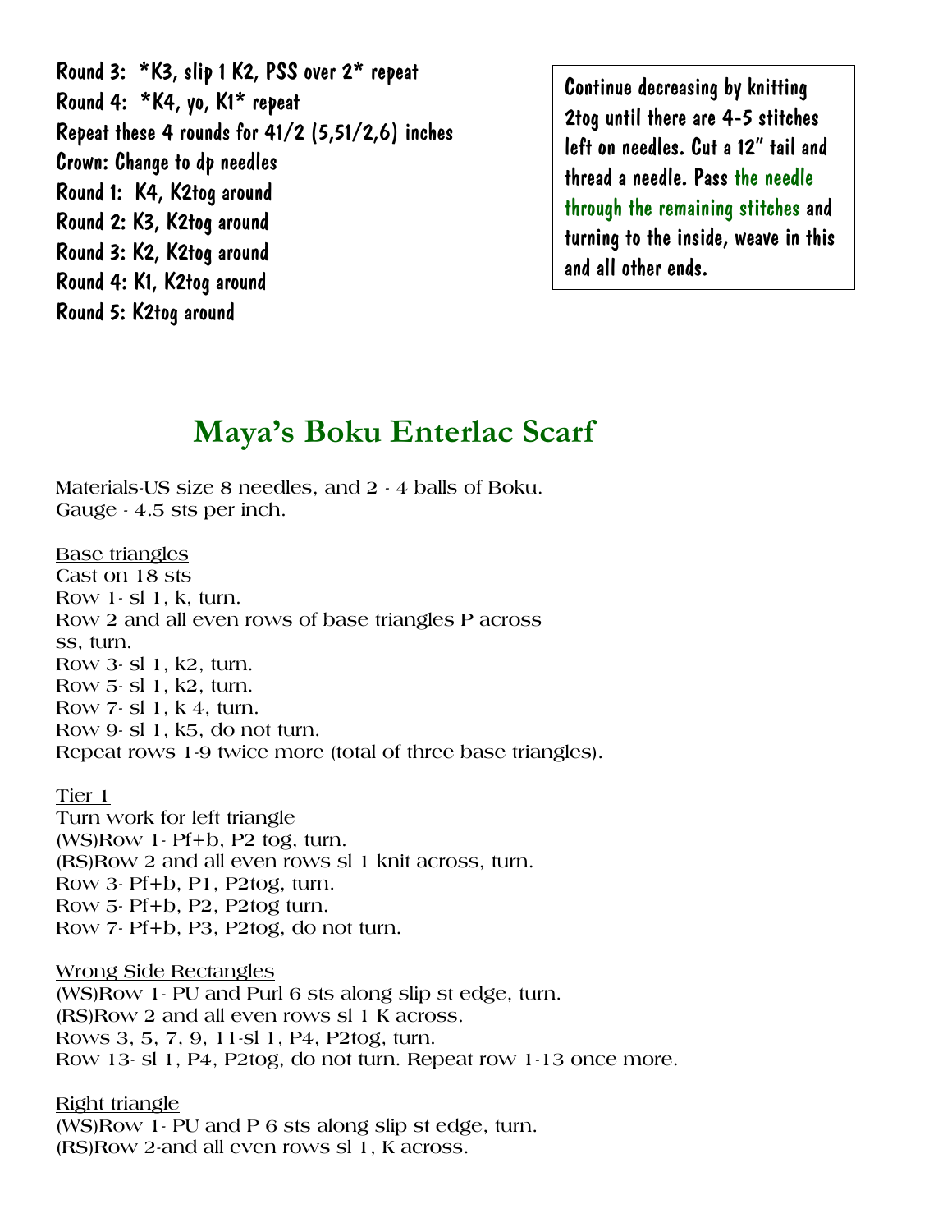Round 3: *K3, slip 1 K2, PSS over 2* repeat
Round 4: *K4, yo, K1* repeat
Repeat these 4 rounds for 41/2 (5,51/2,6) inches
Crown: Change to dp needles
Round 1: K4, K2tog around
Round 2: K3, K2tog around
Round 3: K2, K2tog around
Round 4: K1, K2tog around
Round 5: K2tog around

Continue decreasing by knitting 2tog until there are 4-5 stitches left on needles. Cut a 12" tail and thread a needle. Pass the needle through the remaining stitches and turning to the inside, weave in this and all other ends.

# Maya's Boku Enterlac Scarf

Materials-US size 8 needles, and 2 - 4 balls of Boku.
Gauge - 4.5 sts per inch.

Base triangles
Cast on 18 sts
Row 1- sl 1, k, turn.
Row 2 and all even rows of base triangles P across ss, turn.
Row 3- sl 1, k2, turn.
Row 5- sl 1, k2, turn.
Row 7- sl 1, k 4, turn.
Row 9- sl 1, k5, do not turn.
Repeat rows 1-9 twice more (total of three base triangles).

Tier 1
Turn work for left triangle
(WS)Row 1- Pf+b, P2 tog, turn.
(RS)Row 2 and all even rows sl 1 knit across, turn.
Row 3- Pf+b, P1, P2tog, turn.
Row 5- Pf+b, P2, P2tog turn.
Row 7- Pf+b, P3, P2tog, do not turn.

Wrong Side Rectangles
(WS)Row 1- PU and Purl 6 sts along slip st edge, turn.
(RS)Row 2 and all even rows sl 1 K across.
Rows 3, 5, 7, 9, 11-sl 1, P4, P2tog, turn.
Row 13- sl 1, P4, P2tog, do not turn. Repeat row 1-13 once more.

Right triangle
(WS)Row 1- PU and P 6 sts along slip st edge, turn.
(RS)Row 2-and all even rows sl 1, K across.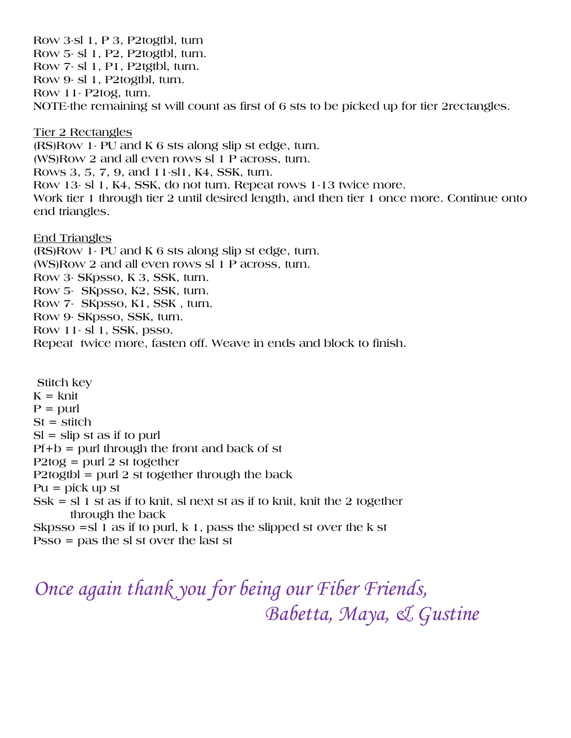Row 3-sl 1, P 3, P2togtbl, turn
Row 5- sl 1, P2, P2togtbl, turn.
Row 7- sl 1, P1, P2tgtbl, turn.
Row 9- sl 1, P2togtbl, turn.
Row 11- P2tog, turn.
NOTE-the remaining st will count as first of 6 sts to be picked up for tier 2rectangles.

<u>Tier 2 Rectangles</u>
(RS)Row 1- PU and K 6 sts along slip st edge, turn.
(WS)Row 2 and all even rows sl 1 P across, turn.
Rows 3, 5, 7, 9, and 11-sl1, K4, SSK, turn.
Row 13- sl 1, K4, SSK, do not turn. Repeat rows 1-13 twice more.
Work tier 1 through tier 2 until desired length, and then tier 1 once more. Continue onto end triangles.

<u>End Triangles</u>
(RS)Row 1- PU and K 6 sts along slip st edge, turn.
(WS)Row 2 and all even rows sl 1 P across, turn.
Row 3- SKpsso, K 3, SSK, turn.
Row 5- SKpsso, K2, SSK, turn.
Row 7- SKpsso, K1, SSK , turn.
Row 9- SKpsso, SSK, turn.
Row 11- sl 1, SSK, psso.
Repeat twice more, fasten off. Weave in ends and block to finish.

Stitch key
K = knit
P = purl
St = stitch
Sl = slip st as if to purl
Pf+b = purl through the front and back of st
P2tog = purl 2 st together
P2togtbl = purl 2 st together through the back
Pu = pick up st
Ssk = sl 1 st as if to knit, sl next st as if to knit, knit the 2 together through the back
Skpsso =sl 1 as if to purl, k 1, pass the slipped st over the k st
Psso = pas the sl st over the last st

*Once again thank you for being our Fiber Friends,*
*Babetta, Maya, & Gustine*